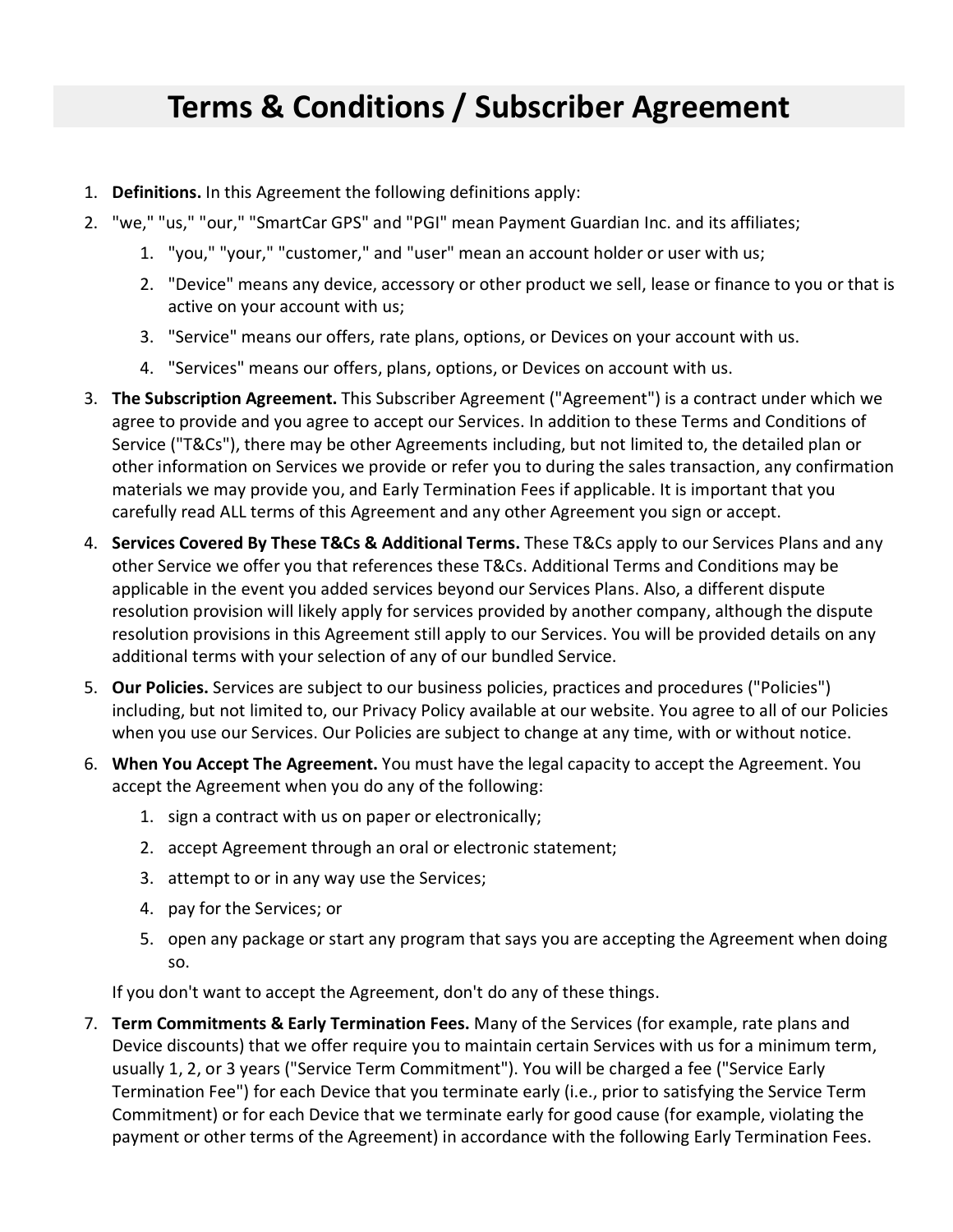# Terms & Conditions / Subscriber Agreement

1. **Definitions.** In this Agreement the following definitions apply:
2. "we," "us," "our," "SmartCar GPS" and "PGI" mean Payment Guardian Inc. and its affiliates;
    1. "you," "your," "customer," and "user" mean an account holder or user with us;
    2. "Device" means any device, accessory or other product we sell, lease or finance to you or that is active on your account with us;
    3. "Service" means our offers, rate plans, options, or Devices on your account with us.
    4. "Services" means our offers, plans, options, or Devices on account with us.
3. **The Subscription Agreement.** This Subscriber Agreement ("Agreement") is a contract under which we agree to provide and you agree to accept our Services. In addition to these Terms and Conditions of Service ("T&Cs"), there may be other Agreements including, but not limited to, the detailed plan or other information on Services we provide or refer you to during the sales transaction, any confirmation materials we may provide you, and Early Termination Fees if applicable. It is important that you carefully read ALL terms of this Agreement and any other Agreement you sign or accept.
4. **Services Covered By These T&Cs & Additional Terms.** These T&Cs apply to our Services Plans and any other Service we offer you that references these T&Cs. Additional Terms and Conditions may be applicable in the event you added services beyond our Services Plans. Also, a different dispute resolution provision will likely apply for services provided by another company, although the dispute resolution provisions in this Agreement still apply to our Services. You will be provided details on any additional terms with your selection of any of our bundled Service.
5. **Our Policies.** Services are subject to our business policies, practices and procedures ("Policies") including, but not limited to, our Privacy Policy available at our website. You agree to all of our Policies when you use our Services. Our Policies are subject to change at any time, with or without notice.
6. **When You Accept The Agreement.** You must have the legal capacity to accept the Agreement. You accept the Agreement when you do any of the following:
    1. sign a contract with us on paper or electronically;
    2. accept Agreement through an oral or electronic statement;
    3. attempt to or in any way use the Services;
    4. pay for the Services; or
    5. open any package or start any program that says you are accepting the Agreement when doing so.

    If you don't want to accept the Agreement, don't do any of these things.
7. **Term Commitments & Early Termination Fees.** Many of the Services (for example, rate plans and Device discounts) that we offer require you to maintain certain Services with us for a minimum term, usually 1, 2, or 3 years ("Service Term Commitment"). You will be charged a fee ("Service Early Termination Fee") for each Device that you terminate early (i.e., prior to satisfying the Service Term Commitment) or for each Device that we terminate early for good cause (for example, violating the payment or other terms of the Agreement) in accordance with the following Early Termination Fees.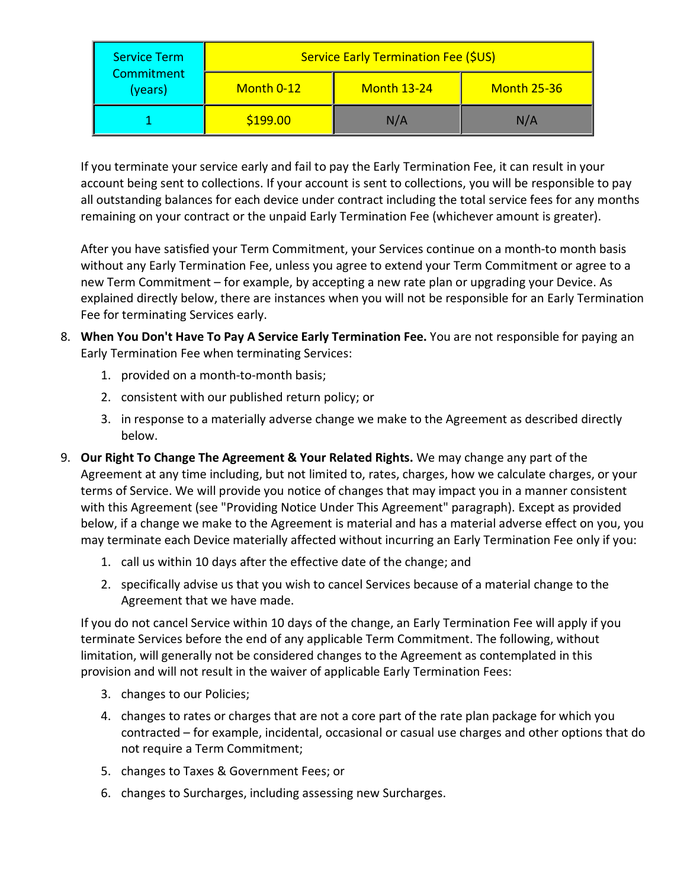| Service Term Commitment (years) | Service Early Termination Fee ($US) | | |
|---|---|---|---|
| | Month 0-12 | Month 13-24 | Month 25-36 |
| 1 | $199.00 | N/A | N/A |

If you terminate your service early and fail to pay the Early Termination Fee, it can result in your account being sent to collections. If your account is sent to collections, you will be responsible to pay all outstanding balances for each device under contract including the total service fees for any months remaining on your contract or the unpaid Early Termination Fee (whichever amount is greater).

After you have satisfied your Term Commitment, your Services continue on a month-to month basis without any Early Termination Fee, unless you agree to extend your Term Commitment or agree to a new Term Commitment – for example, by accepting a new rate plan or upgrading your Device. As explained directly below, there are instances when you will not be responsible for an Early Termination Fee for terminating Services early.

8. **When You Don't Have To Pay A Service Early Termination Fee.** You are not responsible for paying an Early Termination Fee when terminating Services:
    1. provided on a month-to-month basis;
    2. consistent with our published return policy; or
    3. in response to a materially adverse change we make to the Agreement as described directly below.
9. **Our Right To Change The Agreement & Your Related Rights.** We may change any part of the Agreement at any time including, but not limited to, rates, charges, how we calculate charges, or your terms of Service. We will provide you notice of changes that may impact you in a manner consistent with this Agreement (see "Providing Notice Under This Agreement" paragraph). Except as provided below, if a change we make to the Agreement is material and has a material adverse effect on you, you may terminate each Device materially affected without incurring an Early Termination Fee only if you:
    1. call us within 10 days after the effective date of the change; and
    2. specifically advise us that you wish to cancel Services because of a material change to the Agreement that we have made.

    If you do not cancel Service within 10 days of the change, an Early Termination Fee will apply if you terminate Services before the end of any applicable Term Commitment. The following, without limitation, will generally not be considered changes to the Agreement as contemplated in this provision and will not result in the waiver of applicable Early Termination Fees:

    3. changes to our Policies;
    4. changes to rates or charges that are not a core part of the rate plan package for which you contracted – for example, incidental, occasional or casual use charges and other options that do not require a Term Commitment;
    5. changes to Taxes & Government Fees; or
    6. changes to Surcharges, including assessing new Surcharges.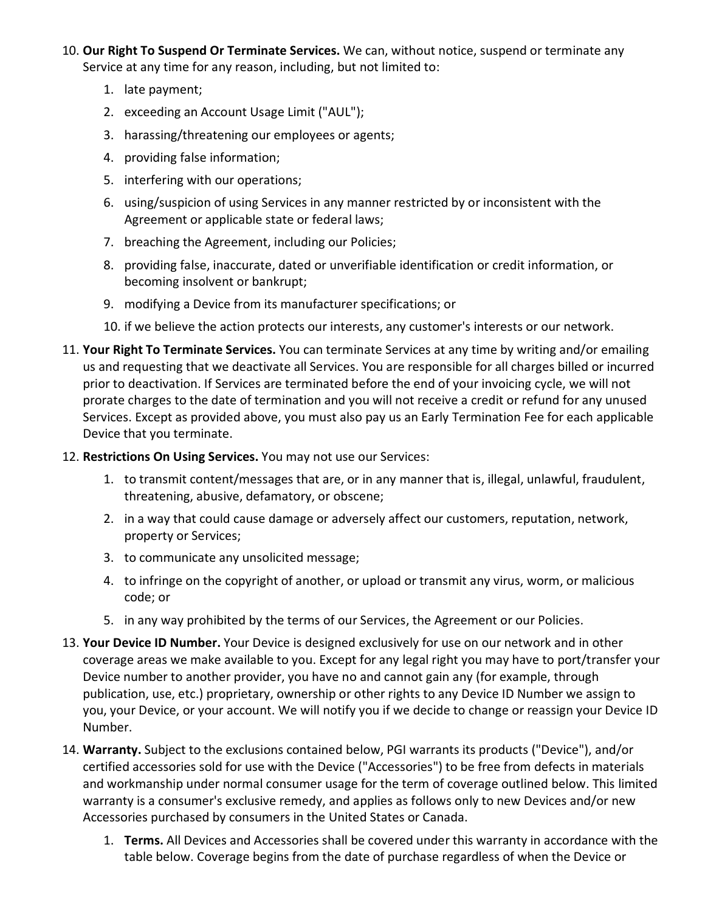10. **Our Right To Suspend Or Terminate Services.** We can, without notice, suspend or terminate any Service at any time for any reason, including, but not limited to:
    1. late payment;
    2. exceeding an Account Usage Limit ("AUL");
    3. harassing/threatening our employees or agents;
    4. providing false information;
    5. interfering with our operations;
    6. using/suspicion of using Services in any manner restricted by or inconsistent with the Agreement or applicable state or federal laws;
    7. breaching the Agreement, including our Policies;
    8. providing false, inaccurate, dated or unverifiable identification or credit information, or becoming insolvent or bankrupt;
    9. modifying a Device from its manufacturer specifications; or
    10. if we believe the action protects our interests, any customer's interests or our network.
11. **Your Right To Terminate Services.** You can terminate Services at any time by writing and/or emailing us and requesting that we deactivate all Services. You are responsible for all charges billed or incurred prior to deactivation. If Services are terminated before the end of your invoicing cycle, we will not prorate charges to the date of termination and you will not receive a credit or refund for any unused Services. Except as provided above, you must also pay us an Early Termination Fee for each applicable Device that you terminate.
12. **Restrictions On Using Services.** You may not use our Services:
    1. to transmit content/messages that are, or in any manner that is, illegal, unlawful, fraudulent, threatening, abusive, defamatory, or obscene;
    2. in a way that could cause damage or adversely affect our customers, reputation, network, property or Services;
    3. to communicate any unsolicited message;
    4. to infringe on the copyright of another, or upload or transmit any virus, worm, or malicious code; or
    5. in any way prohibited by the terms of our Services, the Agreement or our Policies.
13. **Your Device ID Number.** Your Device is designed exclusively for use on our network and in other coverage areas we make available to you. Except for any legal right you may have to port/transfer your Device number to another provider, you have no and cannot gain any (for example, through publication, use, etc.) proprietary, ownership or other rights to any Device ID Number we assign to you, your Device, or your account. We will notify you if we decide to change or reassign your Device ID Number.
14. **Warranty.** Subject to the exclusions contained below, PGI warrants its products ("Device"), and/or certified accessories sold for use with the Device ("Accessories") to be free from defects in materials and workmanship under normal consumer usage for the term of coverage outlined below. This limited warranty is a consumer's exclusive remedy, and applies as follows only to new Devices and/or new Accessories purchased by consumers in the United States or Canada.
    1. **Terms.** All Devices and Accessories shall be covered under this warranty in accordance with the table below. Coverage begins from the date of purchase regardless of when the Device or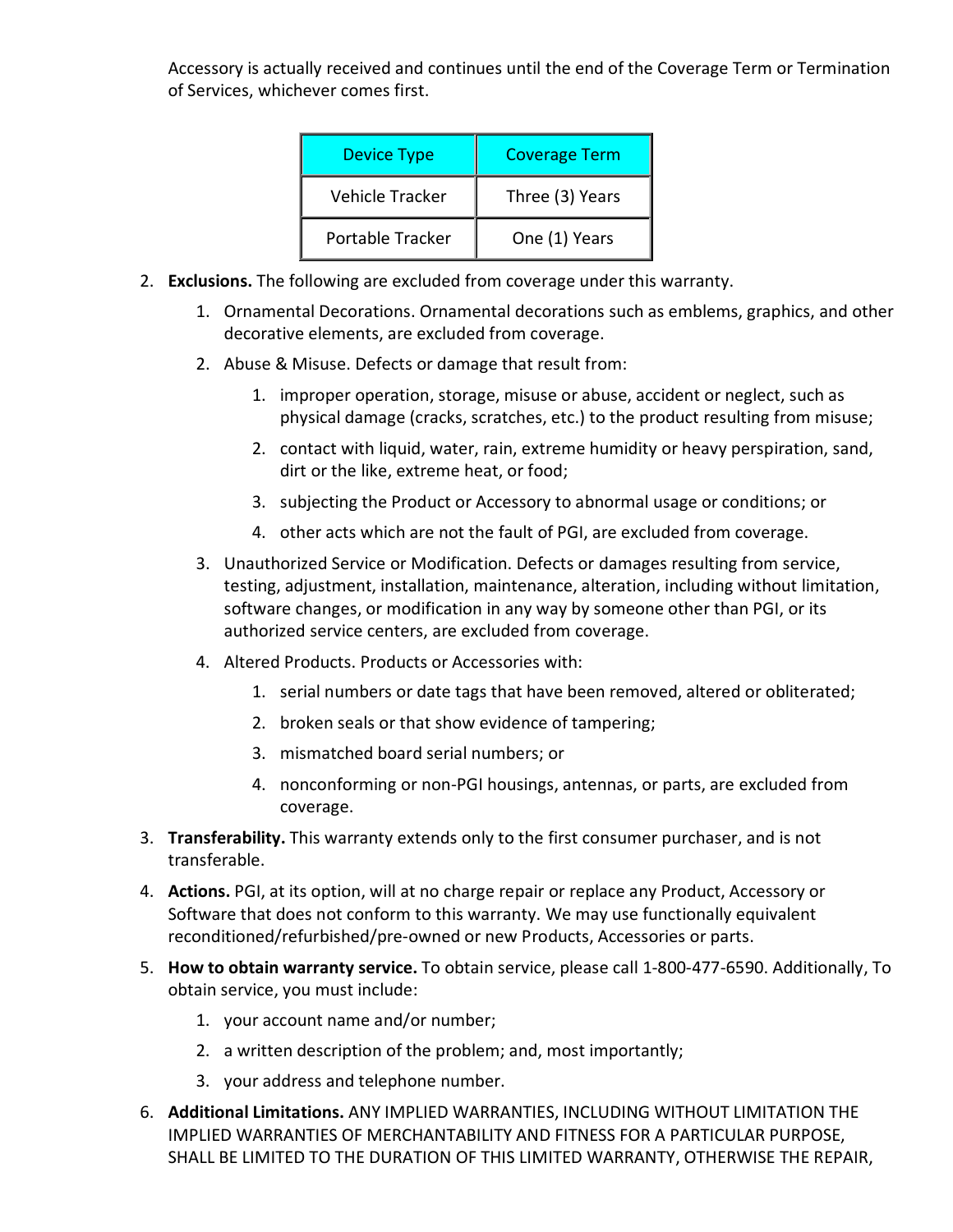Accessory is actually received and continues until the end of the Coverage Term or Termination of Services, whichever comes first.

| Device Type | Coverage Term |
| --- | --- |
| Vehicle Tracker | Three (3) Years |
| Portable Tracker | One (1) Years |

2. **Exclusions.** The following are excluded from coverage under this warranty.
    1. Ornamental Decorations. Ornamental decorations such as emblems, graphics, and other decorative elements, are excluded from coverage.
    2. Abuse & Misuse. Defects or damage that result from:
        1. improper operation, storage, misuse or abuse, accident or neglect, such as physical damage (cracks, scratches, etc.) to the product resulting from misuse;
        2. contact with liquid, water, rain, extreme humidity or heavy perspiration, sand, dirt or the like, extreme heat, or food;
        3. subjecting the Product or Accessory to abnormal usage or conditions; or
        4. other acts which are not the fault of PGI, are excluded from coverage.
    3. Unauthorized Service or Modification. Defects or damages resulting from service, testing, adjustment, installation, maintenance, alteration, including without limitation, software changes, or modification in any way by someone other than PGI, or its authorized service centers, are excluded from coverage.
    4. Altered Products. Products or Accessories with:
        1. serial numbers or date tags that have been removed, altered or obliterated;
        2. broken seals or that show evidence of tampering;
        3. mismatched board serial numbers; or
        4. nonconforming or non-PGI housings, antennas, or parts, are excluded from coverage.
3. **Transferability.** This warranty extends only to the first consumer purchaser, and is not transferable.
4. **Actions.** PGI, at its option, will at no charge repair or replace any Product, Accessory or Software that does not conform to this warranty. We may use functionally equivalent reconditioned/refurbished/pre-owned or new Products, Accessories or parts.
5. **How to obtain warranty service.** To obtain service, please call 1-800-477-6590. Additionally, To obtain service, you must include:
    1. your account name and/or number;
    2. a written description of the problem; and, most importantly;
    3. your address and telephone number.
6. **Additional Limitations.** ANY IMPLIED WARRANTIES, INCLUDING WITHOUT LIMITATION THE IMPLIED WARRANTIES OF MERCHANTABILITY AND FITNESS FOR A PARTICULAR PURPOSE, SHALL BE LIMITED TO THE DURATION OF THIS LIMITED WARRANTY, OTHERWISE THE REPAIR,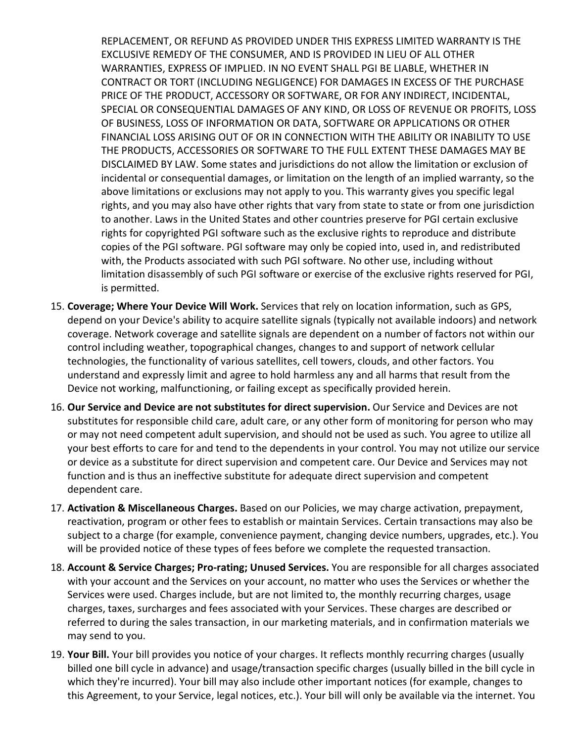REPLACEMENT, OR REFUND AS PROVIDED UNDER THIS EXPRESS LIMITED WARRANTY IS THE EXCLUSIVE REMEDY OF THE CONSUMER, AND IS PROVIDED IN LIEU OF ALL OTHER WARRANTIES, EXPRESS OF IMPLIED. IN NO EVENT SHALL PGI BE LIABLE, WHETHER IN CONTRACT OR TORT (INCLUDING NEGLIGENCE) FOR DAMAGES IN EXCESS OF THE PURCHASE PRICE OF THE PRODUCT, ACCESSORY OR SOFTWARE, OR FOR ANY INDIRECT, INCIDENTAL, SPECIAL OR CONSEQUENTIAL DAMAGES OF ANY KIND, OR LOSS OF REVENUE OR PROFITS, LOSS OF BUSINESS, LOSS OF INFORMATION OR DATA, SOFTWARE OR APPLICATIONS OR OTHER FINANCIAL LOSS ARISING OUT OF OR IN CONNECTION WITH THE ABILITY OR INABILITY TO USE THE PRODUCTS, ACCESSORIES OR SOFTWARE TO THE FULL EXTENT THESE DAMAGES MAY BE DISCLAIMED BY LAW. Some states and jurisdictions do not allow the limitation or exclusion of incidental or consequential damages, or limitation on the length of an implied warranty, so the above limitations or exclusions may not apply to you. This warranty gives you specific legal rights, and you may also have other rights that vary from state to state or from one jurisdiction to another. Laws in the United States and other countries preserve for PGI certain exclusive rights for copyrighted PGI software such as the exclusive rights to reproduce and distribute copies of the PGI software. PGI software may only be copied into, used in, and redistributed with, the Products associated with such PGI software. No other use, including without limitation disassembly of such PGI software or exercise of the exclusive rights reserved for PGI, is permitted.

15. **Coverage; Where Your Device Will Work.** Services that rely on location information, such as GPS, depend on your Device's ability to acquire satellite signals (typically not available indoors) and network coverage. Network coverage and satellite signals are dependent on a number of factors not within our control including weather, topographical changes, changes to and support of network cellular technologies, the functionality of various satellites, cell towers, clouds, and other factors. You understand and expressly limit and agree to hold harmless any and all harms that result from the Device not working, malfunctioning, or failing except as specifically provided herein.

16. **Our Service and Device are not substitutes for direct supervision.** Our Service and Devices are not substitutes for responsible child care, adult care, or any other form of monitoring for person who may or may not need competent adult supervision, and should not be used as such. You agree to utilize all your best efforts to care for and tend to the dependents in your control. You may not utilize our service or device as a substitute for direct supervision and competent care. Our Device and Services may not function and is thus an ineffective substitute for adequate direct supervision and competent dependent care.

17. **Activation & Miscellaneous Charges.** Based on our Policies, we may charge activation, prepayment, reactivation, program or other fees to establish or maintain Services. Certain transactions may also be subject to a charge (for example, convenience payment, changing device numbers, upgrades, etc.). You will be provided notice of these types of fees before we complete the requested transaction.

18. **Account & Service Charges; Pro-rating; Unused Services.** You are responsible for all charges associated with your account and the Services on your account, no matter who uses the Services or whether the Services were used. Charges include, but are not limited to, the monthly recurring charges, usage charges, taxes, surcharges and fees associated with your Services. These charges are described or referred to during the sales transaction, in our marketing materials, and in confirmation materials we may send to you.

19. **Your Bill.** Your bill provides you notice of your charges. It reflects monthly recurring charges (usually billed one bill cycle in advance) and usage/transaction specific charges (usually billed in the bill cycle in which they're incurred). Your bill may also include other important notices (for example, changes to this Agreement, to your Service, legal notices, etc.). Your bill will only be available via the internet. You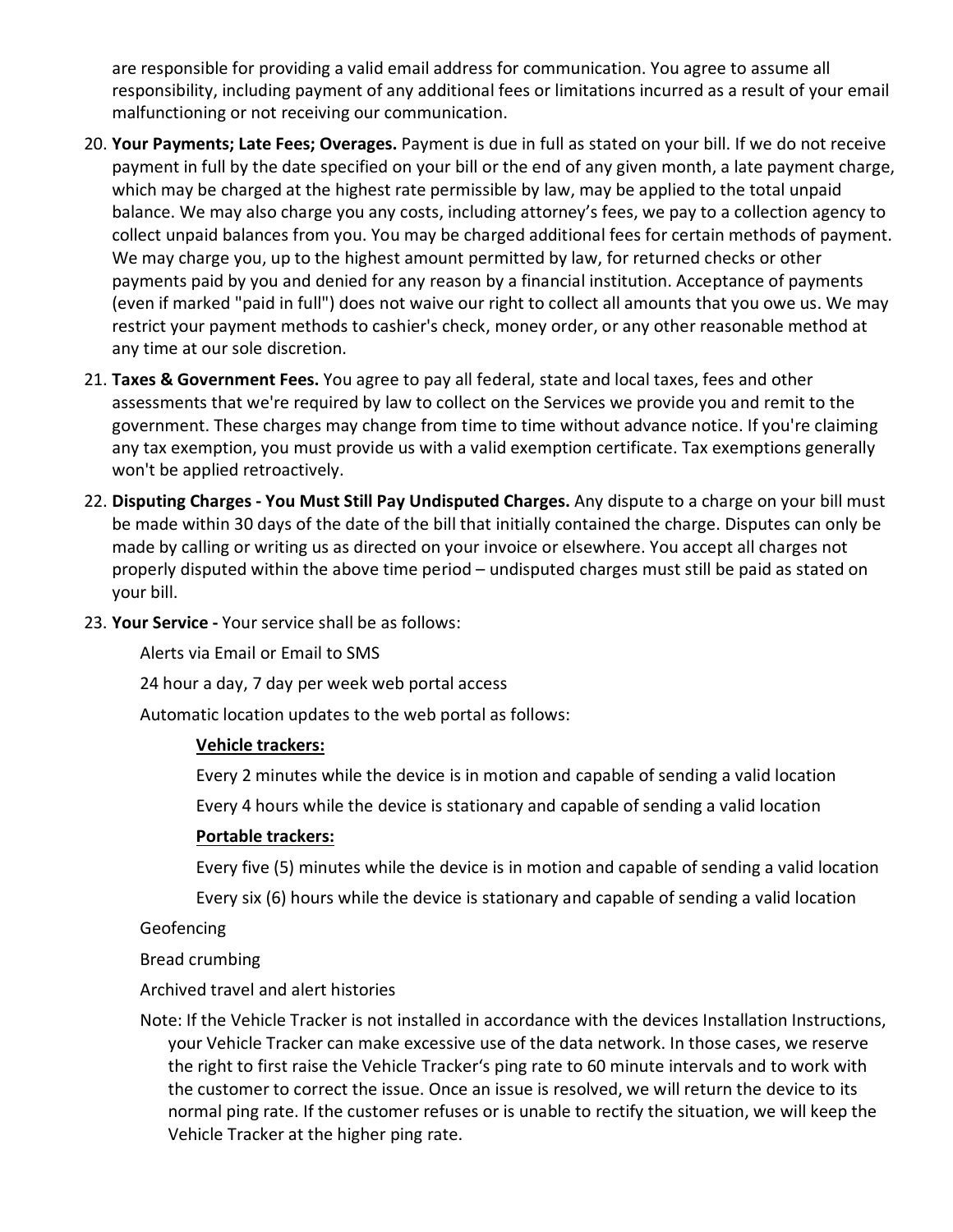are responsible for providing a valid email address for communication. You agree to assume all responsibility, including payment of any additional fees or limitations incurred as a result of your email malfunctioning or not receiving our communication.

20. **Your Payments; Late Fees; Overages.** Payment is due in full as stated on your bill. If we do not receive payment in full by the date specified on your bill or the end of any given month, a late payment charge, which may be charged at the highest rate permissible by law, may be applied to the total unpaid balance. We may also charge you any costs, including attorney's fees, we pay to a collection agency to collect unpaid balances from you. You may be charged additional fees for certain methods of payment. We may charge you, up to the highest amount permitted by law, for returned checks or other payments paid by you and denied for any reason by a financial institution. Acceptance of payments (even if marked "paid in full") does not waive our right to collect all amounts that you owe us. We may restrict your payment methods to cashier's check, money order, or any other reasonable method at any time at our sole discretion.

21. **Taxes & Government Fees.** You agree to pay all federal, state and local taxes, fees and other assessments that we're required by law to collect on the Services we provide you and remit to the government. These charges may change from time to time without advance notice. If you're claiming any tax exemption, you must provide us with a valid exemption certificate. Tax exemptions generally won't be applied retroactively.

22. **Disputing Charges - You Must Still Pay Undisputed Charges.** Any dispute to a charge on your bill must be made within 30 days of the date of the bill that initially contained the charge. Disputes can only be made by calling or writing us as directed on your invoice or elsewhere. You accept all charges not properly disputed within the above time period – undisputed charges must still be paid as stated on your bill.

23. **Your Service -** Your service shall be as follows:

    Alerts via Email or Email to SMS

    24 hour a day, 7 day per week web portal access

    Automatic location updates to the web portal as follows:

    **Vehicle trackers:**

    Every 2 minutes while the device is in motion and capable of sending a valid location

    Every 4 hours while the device is stationary and capable of sending a valid location

    **Portable trackers:**

    Every five (5) minutes while the device is in motion and capable of sending a valid location

    Every six (6) hours while the device is stationary and capable of sending a valid location

    Geofencing

    Bread crumbing

    Archived travel and alert histories

    Note: If the Vehicle Tracker is not installed in accordance with the devices Installation Instructions, your Vehicle Tracker can make excessive use of the data network. In those cases, we reserve the right to first raise the Vehicle Tracker's ping rate to 60 minute intervals and to work with the customer to correct the issue. Once an issue is resolved, we will return the device to its normal ping rate. If the customer refuses or is unable to rectify the situation, we will keep the Vehicle Tracker at the higher ping rate.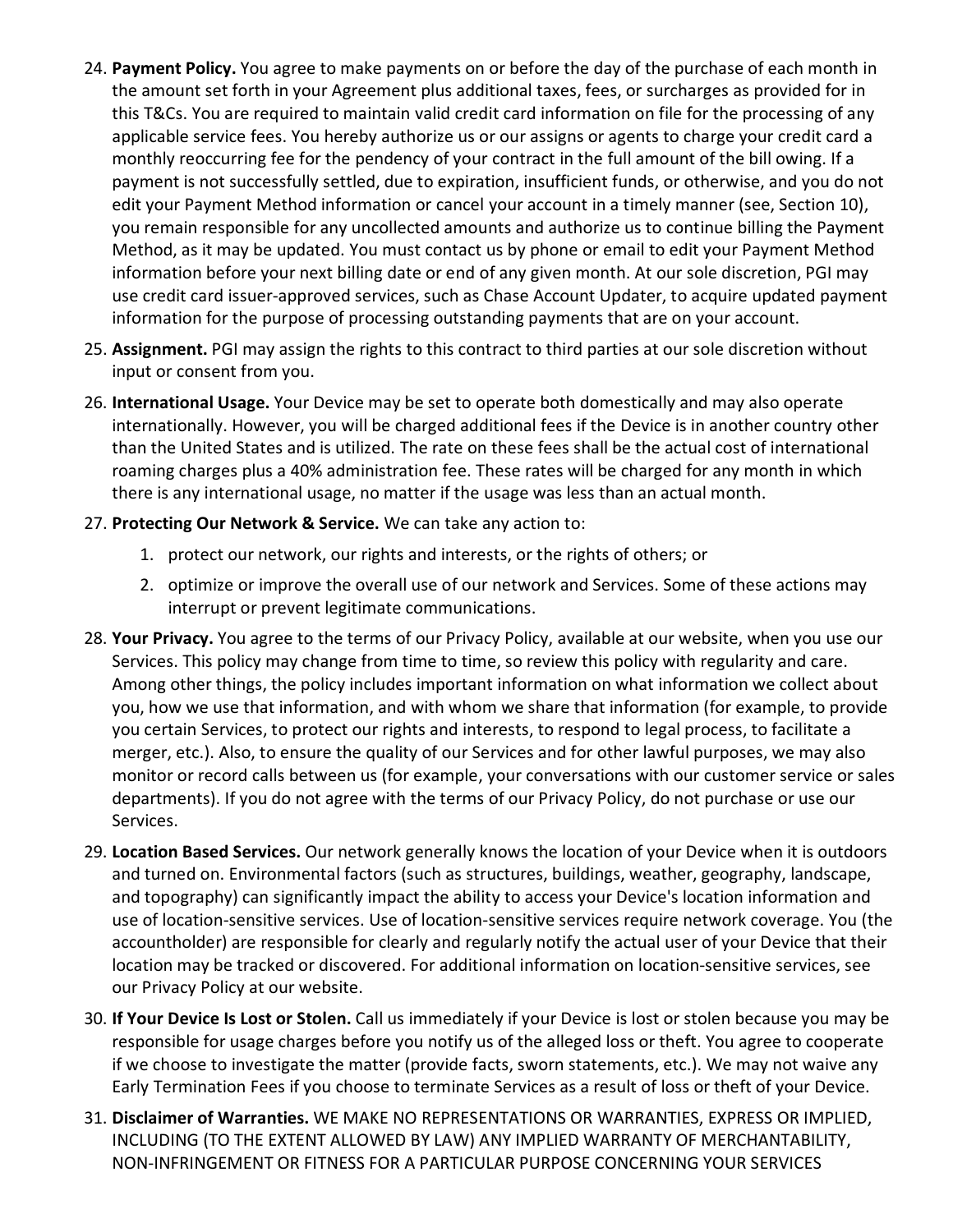24. **Payment Policy.** You agree to make payments on or before the day of the purchase of each month in the amount set forth in your Agreement plus additional taxes, fees, or surcharges as provided for in this T&Cs. You are required to maintain valid credit card information on file for the processing of any applicable service fees. You hereby authorize us or our assigns or agents to charge your credit card a monthly reoccurring fee for the pendency of your contract in the full amount of the bill owing. If a payment is not successfully settled, due to expiration, insufficient funds, or otherwise, and you do not edit your Payment Method information or cancel your account in a timely manner (see, Section 10), you remain responsible for any uncollected amounts and authorize us to continue billing the Payment Method, as it may be updated. You must contact us by phone or email to edit your Payment Method information before your next billing date or end of any given month. At our sole discretion, PGI may use credit card issuer-approved services, such as Chase Account Updater, to acquire updated payment information for the purpose of processing outstanding payments that are on your account.
25. **Assignment.** PGI may assign the rights to this contract to third parties at our sole discretion without input or consent from you.
26. **International Usage.** Your Device may be set to operate both domestically and may also operate internationally. However, you will be charged additional fees if the Device is in another country other than the United States and is utilized. The rate on these fees shall be the actual cost of international roaming charges plus a 40% administration fee. These rates will be charged for any month in which there is any international usage, no matter if the usage was less than an actual month.
27. **Protecting Our Network & Service.** We can take any action to:
    1. protect our network, our rights and interests, or the rights of others; or
    2. optimize or improve the overall use of our network and Services. Some of these actions may interrupt or prevent legitimate communications.
28. **Your Privacy.** You agree to the terms of our Privacy Policy, available at our website, when you use our Services. This policy may change from time to time, so review this policy with regularity and care. Among other things, the policy includes important information on what information we collect about you, how we use that information, and with whom we share that information (for example, to provide you certain Services, to protect our rights and interests, to respond to legal process, to facilitate a merger, etc.). Also, to ensure the quality of our Services and for other lawful purposes, we may also monitor or record calls between us (for example, your conversations with our customer service or sales departments). If you do not agree with the terms of our Privacy Policy, do not purchase or use our Services.
29. **Location Based Services.** Our network generally knows the location of your Device when it is outdoors and turned on. Environmental factors (such as structures, buildings, weather, geography, landscape, and topography) can significantly impact the ability to access your Device's location information and use of location-sensitive services. Use of location-sensitive services require network coverage. You (the accountholder) are responsible for clearly and regularly notify the actual user of your Device that their location may be tracked or discovered. For additional information on location-sensitive services, see our Privacy Policy at our website.
30. **If Your Device Is Lost or Stolen.** Call us immediately if your Device is lost or stolen because you may be responsible for usage charges before you notify us of the alleged loss or theft. You agree to cooperate if we choose to investigate the matter (provide facts, sworn statements, etc.). We may not waive any Early Termination Fees if you choose to terminate Services as a result of loss or theft of your Device.
31. **Disclaimer of Warranties.** WE MAKE NO REPRESENTATIONS OR WARRANTIES, EXPRESS OR IMPLIED, INCLUDING (TO THE EXTENT ALLOWED BY LAW) ANY IMPLIED WARRANTY OF MERCHANTABILITY, NON-INFRINGEMENT OR FITNESS FOR A PARTICULAR PURPOSE CONCERNING YOUR SERVICES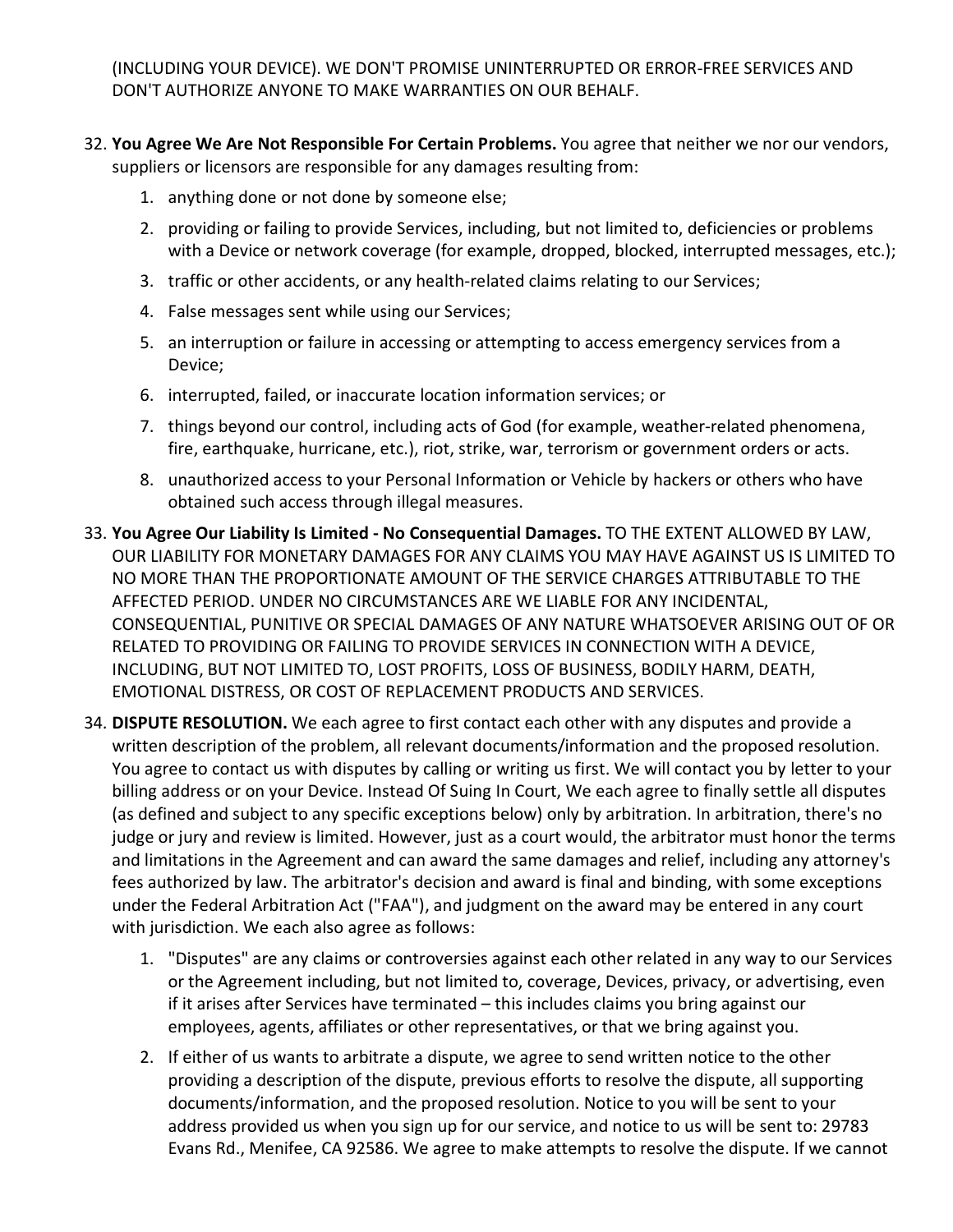(INCLUDING YOUR DEVICE). WE DON'T PROMISE UNINTERRUPTED OR ERROR-FREE SERVICES AND DON'T AUTHORIZE ANYONE TO MAKE WARRANTIES ON OUR BEHALF.

32. **You Agree We Are Not Responsible For Certain Problems.** You agree that neither we nor our vendors, suppliers or licensors are responsible for any damages resulting from:
    1. anything done or not done by someone else;
    2. providing or failing to provide Services, including, but not limited to, deficiencies or problems with a Device or network coverage (for example, dropped, blocked, interrupted messages, etc.);
    3. traffic or other accidents, or any health-related claims relating to our Services;
    4. False messages sent while using our Services;
    5. an interruption or failure in accessing or attempting to access emergency services from a Device;
    6. interrupted, failed, or inaccurate location information services; or
    7. things beyond our control, including acts of God (for example, weather-related phenomena, fire, earthquake, hurricane, etc.), riot, strike, war, terrorism or government orders or acts.
    8. unauthorized access to your Personal Information or Vehicle by hackers or others who have obtained such access through illegal measures.
33. **You Agree Our Liability Is Limited - No Consequential Damages.** TO THE EXTENT ALLOWED BY LAW, OUR LIABILITY FOR MONETARY DAMAGES FOR ANY CLAIMS YOU MAY HAVE AGAINST US IS LIMITED TO NO MORE THAN THE PROPORTIONATE AMOUNT OF THE SERVICE CHARGES ATTRIBUTABLE TO THE AFFECTED PERIOD. UNDER NO CIRCUMSTANCES ARE WE LIABLE FOR ANY INCIDENTAL, CONSEQUENTIAL, PUNITIVE OR SPECIAL DAMAGES OF ANY NATURE WHATSOEVER ARISING OUT OF OR RELATED TO PROVIDING OR FAILING TO PROVIDE SERVICES IN CONNECTION WITH A DEVICE, INCLUDING, BUT NOT LIMITED TO, LOST PROFITS, LOSS OF BUSINESS, BODILY HARM, DEATH, EMOTIONAL DISTRESS, OR COST OF REPLACEMENT PRODUCTS AND SERVICES.
34. **DISPUTE RESOLUTION.** We each agree to first contact each other with any disputes and provide a written description of the problem, all relevant documents/information and the proposed resolution. You agree to contact us with disputes by calling or writing us first. We will contact you by letter to your billing address or on your Device. Instead Of Suing In Court, We each agree to finally settle all disputes (as defined and subject to any specific exceptions below) only by arbitration. In arbitration, there's no judge or jury and review is limited. However, just as a court would, the arbitrator must honor the terms and limitations in the Agreement and can award the same damages and relief, including any attorney's fees authorized by law. The arbitrator's decision and award is final and binding, with some exceptions under the Federal Arbitration Act ("FAA"), and judgment on the award may be entered in any court with jurisdiction. We each also agree as follows:
    1. "Disputes" are any claims or controversies against each other related in any way to our Services or the Agreement including, but not limited to, coverage, Devices, privacy, or advertising, even if it arises after Services have terminated – this includes claims you bring against our employees, agents, affiliates or other representatives, or that we bring against you.
    2. If either of us wants to arbitrate a dispute, we agree to send written notice to the other providing a description of the dispute, previous efforts to resolve the dispute, all supporting documents/information, and the proposed resolution. Notice to you will be sent to your address provided us when you sign up for our service, and notice to us will be sent to: 29783 Evans Rd., Menifee, CA 92586. We agree to make attempts to resolve the dispute. If we cannot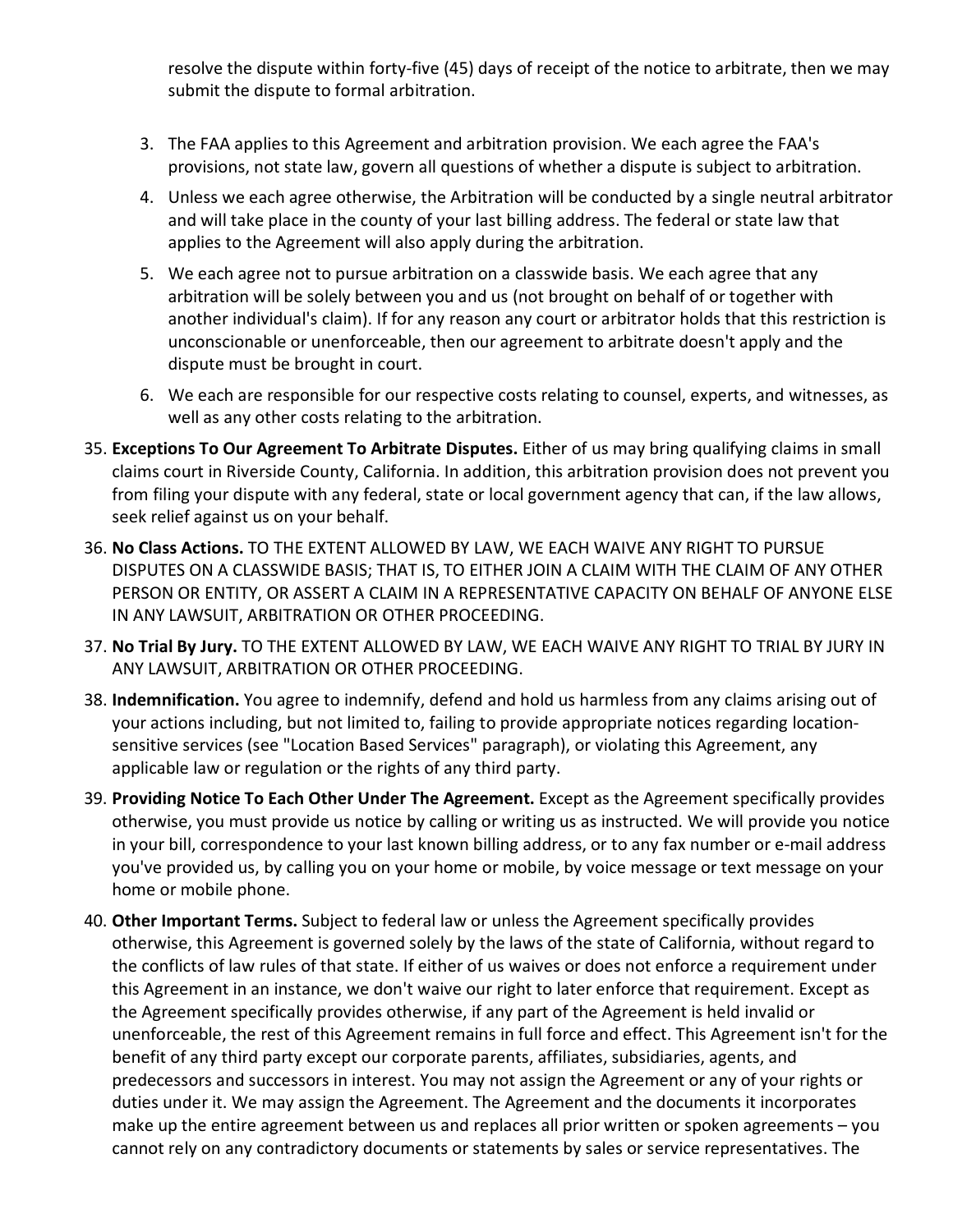resolve the dispute within forty-five (45) days of receipt of the notice to arbitrate, then we may submit the dispute to formal arbitration.

3. The FAA applies to this Agreement and arbitration provision. We each agree the FAA's provisions, not state law, govern all questions of whether a dispute is subject to arbitration.
4. Unless we each agree otherwise, the Arbitration will be conducted by a single neutral arbitrator and will take place in the county of your last billing address. The federal or state law that applies to the Agreement will also apply during the arbitration.
5. We each agree not to pursue arbitration on a classwide basis. We each agree that any arbitration will be solely between you and us (not brought on behalf of or together with another individual's claim). If for any reason any court or arbitrator holds that this restriction is unconscionable or unenforceable, then our agreement to arbitrate doesn't apply and the dispute must be brought in court.
6. We each are responsible for our respective costs relating to counsel, experts, and witnesses, as well as any other costs relating to the arbitration.

35. **Exceptions To Our Agreement To Arbitrate Disputes.** Either of us may bring qualifying claims in small claims court in Riverside County, California. In addition, this arbitration provision does not prevent you from filing your dispute with any federal, state or local government agency that can, if the law allows, seek relief against us on your behalf.
36. **No Class Actions.** TO THE EXTENT ALLOWED BY LAW, WE EACH WAIVE ANY RIGHT TO PURSUE DISPUTES ON A CLASSWIDE BASIS; THAT IS, TO EITHER JOIN A CLAIM WITH THE CLAIM OF ANY OTHER PERSON OR ENTITY, OR ASSERT A CLAIM IN A REPRESENTATIVE CAPACITY ON BEHALF OF ANYONE ELSE IN ANY LAWSUIT, ARBITRATION OR OTHER PROCEEDING.
37. **No Trial By Jury.** TO THE EXTENT ALLOWED BY LAW, WE EACH WAIVE ANY RIGHT TO TRIAL BY JURY IN ANY LAWSUIT, ARBITRATION OR OTHER PROCEEDING.
38. **Indemnification.** You agree to indemnify, defend and hold us harmless from any claims arising out of your actions including, but not limited to, failing to provide appropriate notices regarding location-sensitive services (see "Location Based Services" paragraph), or violating this Agreement, any applicable law or regulation or the rights of any third party.
39. **Providing Notice To Each Other Under The Agreement.** Except as the Agreement specifically provides otherwise, you must provide us notice by calling or writing us as instructed. We will provide you notice in your bill, correspondence to your last known billing address, or to any fax number or e-mail address you've provided us, by calling you on your home or mobile, by voice message or text message on your home or mobile phone.
40. **Other Important Terms.** Subject to federal law or unless the Agreement specifically provides otherwise, this Agreement is governed solely by the laws of the state of California, without regard to the conflicts of law rules of that state. If either of us waives or does not enforce a requirement under this Agreement in an instance, we don't waive our right to later enforce that requirement. Except as the Agreement specifically provides otherwise, if any part of the Agreement is held invalid or unenforceable, the rest of this Agreement remains in full force and effect. This Agreement isn't for the benefit of any third party except our corporate parents, affiliates, subsidiaries, agents, and predecessors and successors in interest. You may not assign the Agreement or any of your rights or duties under it. We may assign the Agreement. The Agreement and the documents it incorporates make up the entire agreement between us and replaces all prior written or spoken agreements – you cannot rely on any contradictory documents or statements by sales or service representatives. The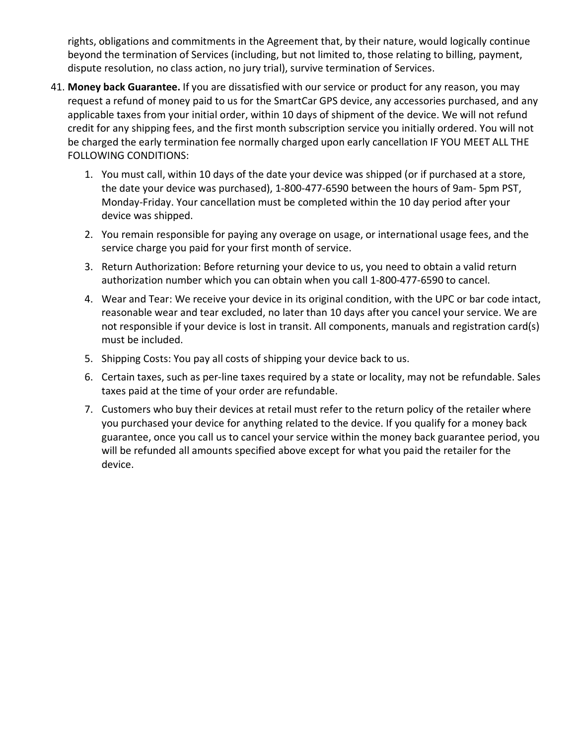rights, obligations and commitments in the Agreement that, by their nature, would logically continue beyond the termination of Services (including, but not limited to, those relating to billing, payment, dispute resolution, no class action, no jury trial), survive termination of Services.

41. **Money back Guarantee.** If you are dissatisfied with our service or product for any reason, you may request a refund of money paid to us for the SmartCar GPS device, any accessories purchased, and any applicable taxes from your initial order, within 10 days of shipment of the device. We will not refund credit for any shipping fees, and the first month subscription service you initially ordered. You will not be charged the early termination fee normally charged upon early cancellation IF YOU MEET ALL THE FOLLOWING CONDITIONS:

    1. You must call, within 10 days of the date your device was shipped (or if purchased at a store, the date your device was purchased), 1-800-477-6590 between the hours of 9am- 5pm PST, Monday-Friday. Your cancellation must be completed within the 10 day period after your device was shipped.
    2. You remain responsible for paying any overage on usage, or international usage fees, and the service charge you paid for your first month of service.
    3. Return Authorization: Before returning your device to us, you need to obtain a valid return authorization number which you can obtain when you call 1-800-477-6590 to cancel.
    4. Wear and Tear: We receive your device in its original condition, with the UPC or bar code intact, reasonable wear and tear excluded, no later than 10 days after you cancel your service. We are not responsible if your device is lost in transit. All components, manuals and registration card(s) must be included.
    5. Shipping Costs: You pay all costs of shipping your device back to us.
    6. Certain taxes, such as per-line taxes required by a state or locality, may not be refundable. Sales taxes paid at the time of your order are refundable.
    7. Customers who buy their devices at retail must refer to the return policy of the retailer where you purchased your device for anything related to the device. If you qualify for a money back guarantee, once you call us to cancel your service within the money back guarantee period, you will be refunded all amounts specified above except for what you paid the retailer for the device.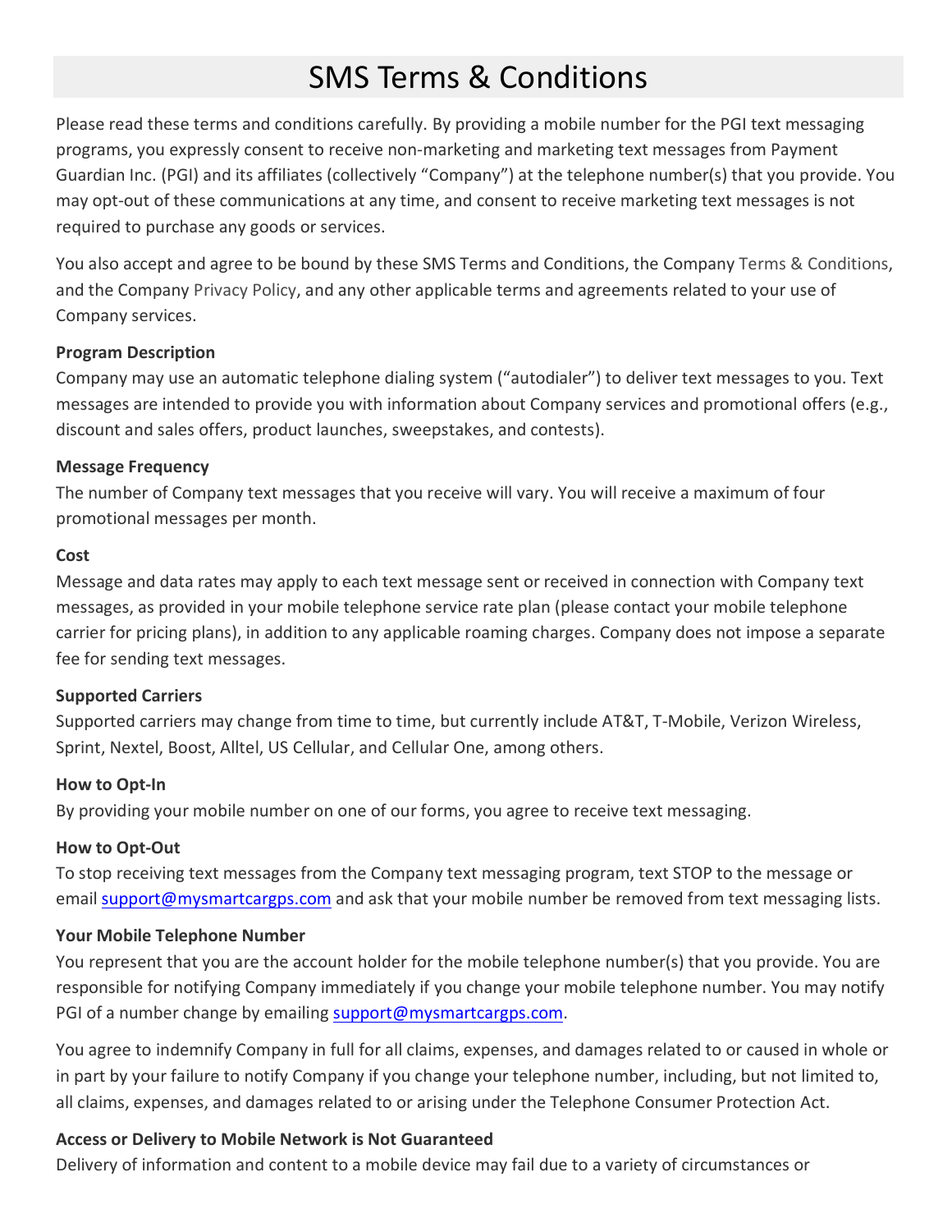# SMS Terms & Conditions

Please read these terms and conditions carefully. By providing a mobile number for the PGI text messaging programs, you expressly consent to receive non-marketing and marketing text messages from Payment Guardian Inc. (PGI) and its affiliates (collectively "Company") at the telephone number(s) that you provide. You may opt-out of these communications at any time, and consent to receive marketing text messages is not required to purchase any goods or services.

You also accept and agree to be bound by these SMS Terms and Conditions, the Company Terms & Conditions, and the Company Privacy Policy, and any other applicable terms and agreements related to your use of Company services.

**Program Description**

Company may use an automatic telephone dialing system ("autodialer") to deliver text messages to you. Text messages are intended to provide you with information about Company services and promotional offers (e.g., discount and sales offers, product launches, sweepstakes, and contests).

**Message Frequency**

The number of Company text messages that you receive will vary. You will receive a maximum of four promotional messages per month.

**Cost**

Message and data rates may apply to each text message sent or received in connection with Company text messages, as provided in your mobile telephone service rate plan (please contact your mobile telephone carrier for pricing plans), in addition to any applicable roaming charges. Company does not impose a separate fee for sending text messages.

**Supported Carriers**

Supported carriers may change from time to time, but currently include AT&T, T-Mobile, Verizon Wireless, Sprint, Nextel, Boost, Alltel, US Cellular, and Cellular One, among others.

**How to Opt-In**

By providing your mobile number on one of our forms, you agree to receive text messaging.

**How to Opt-Out**

To stop receiving text messages from the Company text messaging program, text STOP to the message or email support@mysmartcargps.com and ask that your mobile number be removed from text messaging lists.

**Your Mobile Telephone Number**

You represent that you are the account holder for the mobile telephone number(s) that you provide. You are responsible for notifying Company immediately if you change your mobile telephone number. You may notify PGI of a number change by emailing support@mysmartcargps.com.

You agree to indemnify Company in full for all claims, expenses, and damages related to or caused in whole or in part by your failure to notify Company if you change your telephone number, including, but not limited to, all claims, expenses, and damages related to or arising under the Telephone Consumer Protection Act.

**Access or Delivery to Mobile Network is Not Guaranteed**

Delivery of information and content to a mobile device may fail due to a variety of circumstances or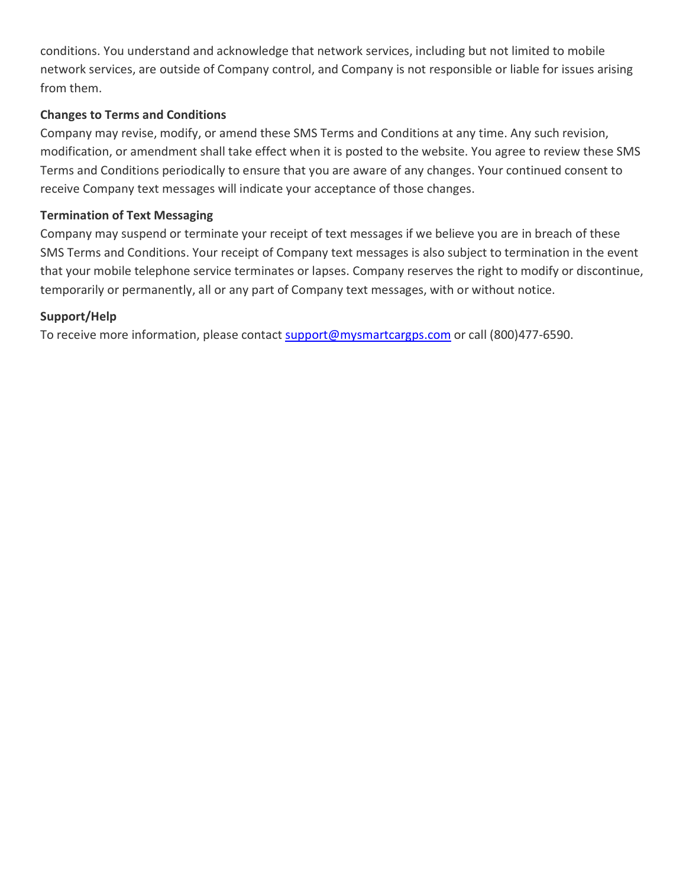conditions. You understand and acknowledge that network services, including but not limited to mobile network services, are outside of Company control, and Company is not responsible or liable for issues arising from them.

**Changes to Terms and Conditions**

Company may revise, modify, or amend these SMS Terms and Conditions at any time. Any such revision, modification, or amendment shall take effect when it is posted to the website. You agree to review these SMS Terms and Conditions periodically to ensure that you are aware of any changes. Your continued consent to receive Company text messages will indicate your acceptance of those changes.

**Termination of Text Messaging**

Company may suspend or terminate your receipt of text messages if we believe you are in breach of these SMS Terms and Conditions. Your receipt of Company text messages is also subject to termination in the event that your mobile telephone service terminates or lapses. Company reserves the right to modify or discontinue, temporarily or permanently, all or any part of Company text messages, with or without notice.

**Support/Help**

To receive more information, please contact support@mysmartcargps.com or call (800)477-6590.